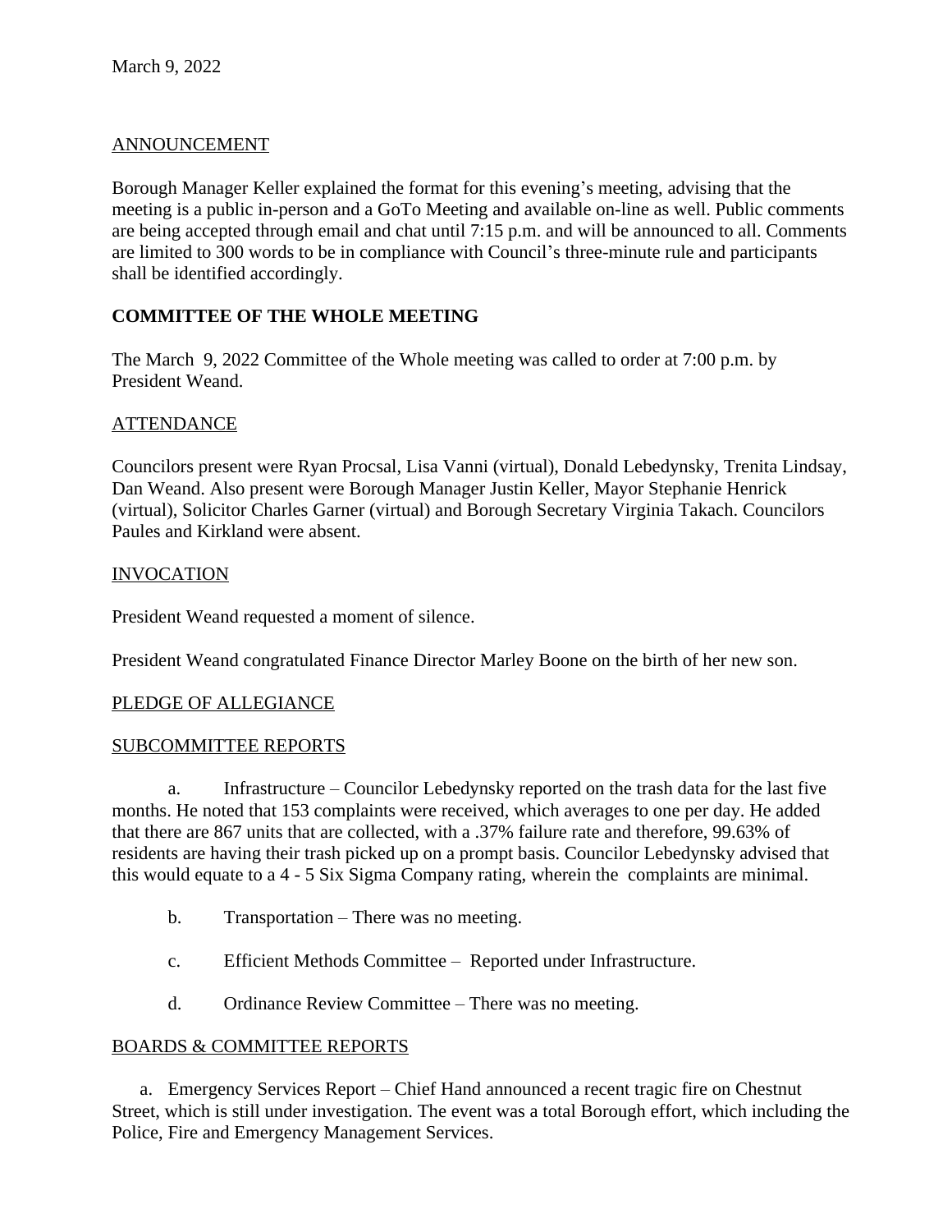March 9, 2022

ANNOUNCEMENT

Borough Manager Keller explained the format for this evening's meeting, advising that the meeting is a public in-person and a GoTo Meeting and available on-line as well. Public comments are being accepted through email and chat until 7:15 p.m. and will be announced to all. Comments are limited to 300 words to be in compliance with Council's three-minute rule and participants shall be identified accordingly.

**COMMITTEE OF THE WHOLE MEETING**

The March 9, 2022 Committee of the Whole meeting was called to order at 7:00 p.m. by President Weand.

ATTENDANCE

Councilors present were Ryan Procsal, Lisa Vanni (virtual), Donald Lebedynsky, Trenita Lindsay, Dan Weand. Also present were Borough Manager Justin Keller, Mayor Stephanie Henrick (virtual), Solicitor Charles Garner (virtual) and Borough Secretary Virginia Takach. Councilors Paules and Kirkland were absent.

INVOCATION

President Weand requested a moment of silence.

President Weand congratulated Finance Director Marley Boone on the birth of her new son.

PLEDGE OF ALLEGIANCE

SUBCOMMITTEE REPORTS

a. Infrastructure – Councilor Lebedynsky reported on the trash data for the last five months. He noted that 153 complaints were received, which averages to one per day. He added that there are 867 units that are collected, with a .37% failure rate and therefore, 99.63% of residents are having their trash picked up on a prompt basis. Councilor Lebedynsky advised that this would equate to a 4 - 5 Six Sigma Company rating, wherein the complaints are minimal.

b. Transportation – There was no meeting.

c. Efficient Methods Committee – Reported under Infrastructure.

d. Ordinance Review Committee – There was no meeting.

BOARDS & COMMITTEE REPORTS

a. Emergency Services Report – Chief Hand announced a recent tragic fire on Chestnut Street, which is still under investigation. The event was a total Borough effort, which including the Police, Fire and Emergency Management Services.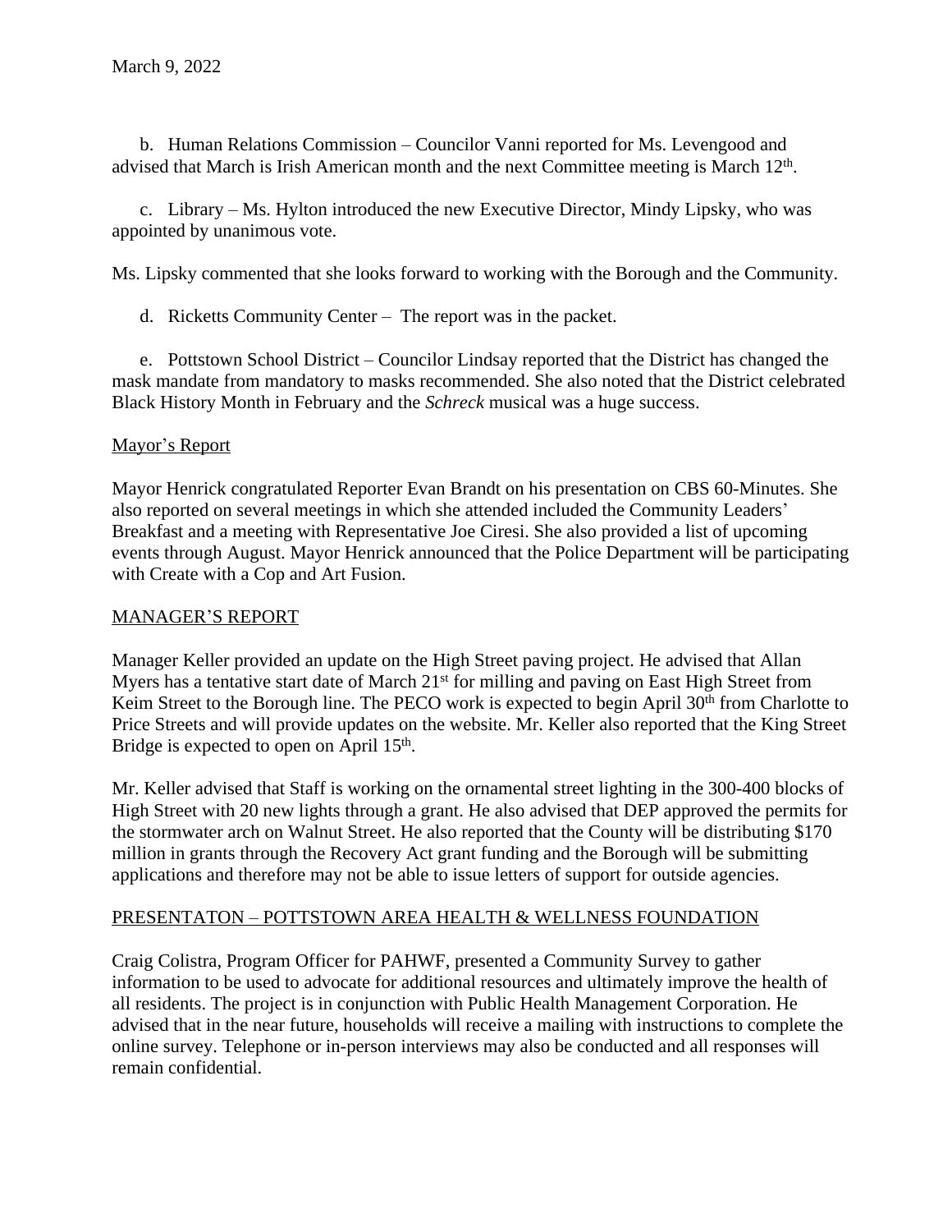b. Human Relations Commission – Councilor Vanni reported for Ms. Levengood and advised that March is Irish American month and the next Committee meeting is March 12th.

c. Library – Ms. Hylton introduced the new Executive Director, Mindy Lipsky, who was appointed by unanimous vote.

Ms. Lipsky commented that she looks forward to working with the Borough and the Community.

d. Ricketts Community Center – The report was in the packet.

e. Pottstown School District – Councilor Lindsay reported that the District has changed the mask mandate from mandatory to masks recommended. She also noted that the District celebrated Black History Month in February and the *Schreck* musical was a huge success.

## Mayor's Report

Mayor Henrick congratulated Reporter Evan Brandt on his presentation on CBS 60-Minutes. She also reported on several meetings in which she attended included the Community Leaders' Breakfast and a meeting with Representative Joe Ciresi. She also provided a list of upcoming events through August. Mayor Henrick announced that the Police Department will be participating with Create with a Cop and Art Fusion.

## MANAGER'S REPORT

Manager Keller provided an update on the High Street paving project. He advised that Allan Myers has a tentative start date of March 21st for milling and paving on East High Street from Keim Street to the Borough line. The PECO work is expected to begin April 30th from Charlotte to Price Streets and will provide updates on the website. Mr. Keller also reported that the King Street Bridge is expected to open on April 15th.

Mr. Keller advised that Staff is working on the ornamental street lighting in the 300-400 blocks of High Street with 20 new lights through a grant. He also advised that DEP approved the permits for the stormwater arch on Walnut Street. He also reported that the County will be distributing $170 million in grants through the Recovery Act grant funding and the Borough will be submitting applications and therefore may not be able to issue letters of support for outside agencies.

## PRESENTATON – POTTSTOWN AREA HEALTH & WELLNESS FOUNDATION

Craig Colistra, Program Officer for PAHWF, presented a Community Survey to gather information to be used to advocate for additional resources and ultimately improve the health of all residents. The project is in conjunction with Public Health Management Corporation. He advised that in the near future, households will receive a mailing with instructions to complete the online survey. Telephone or in-person interviews may also be conducted and all responses will remain confidential.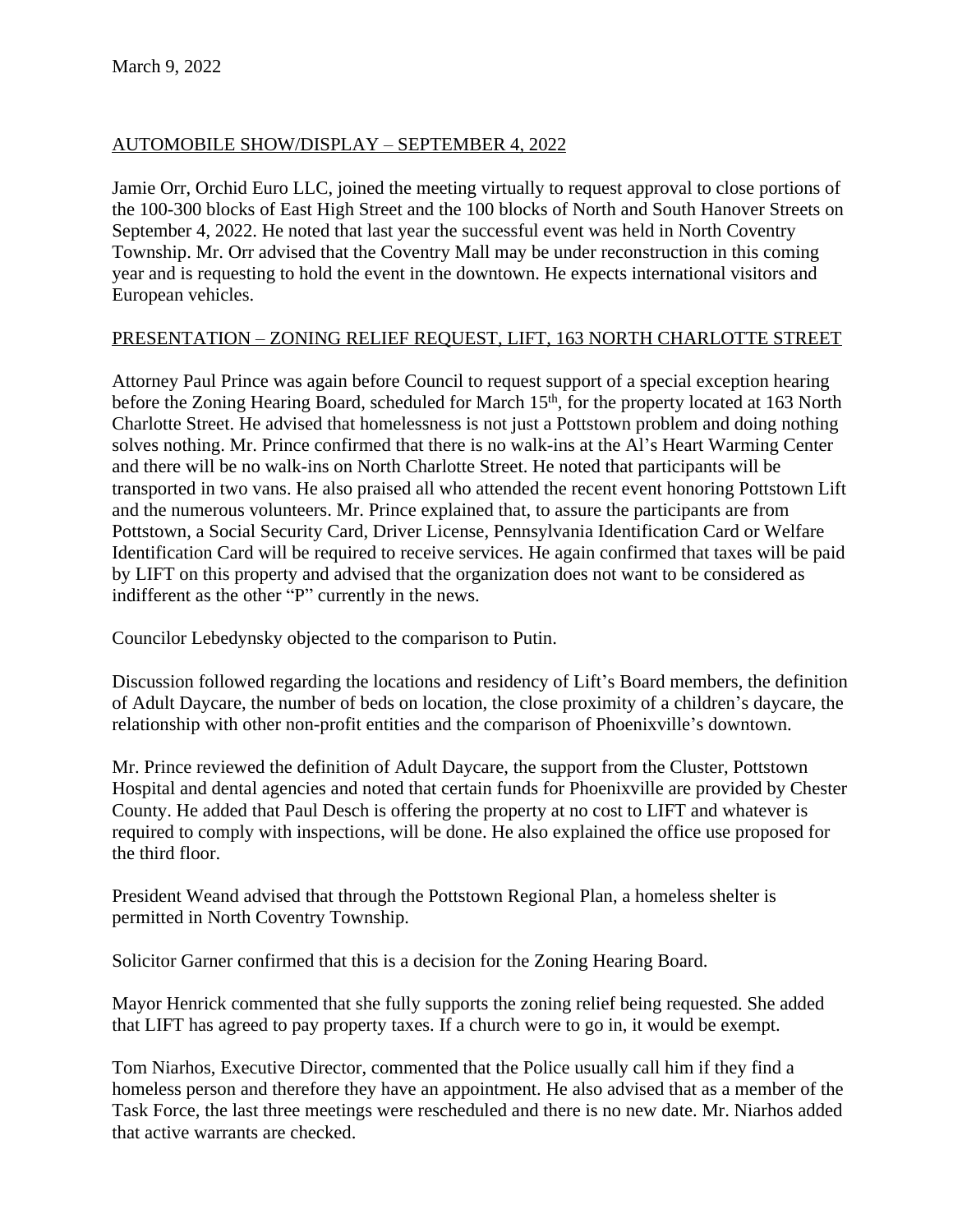March 9, 2022

AUTOMOBILE SHOW/DISPLAY – SEPTEMBER 4, 2022

Jamie Orr, Orchid Euro LLC, joined the meeting virtually to request approval to close portions of the 100-300 blocks of East High Street and the 100 blocks of North and South Hanover Streets on September 4, 2022. He noted that last year the successful event was held in North Coventry Township. Mr. Orr advised that the Coventry Mall may be under reconstruction in this coming year and is requesting to hold the event in the downtown. He expects international visitors and European vehicles.

PRESENTATION – ZONING RELIEF REQUEST, LIFT, 163 NORTH CHARLOTTE STREET

Attorney Paul Prince was again before Council to request support of a special exception hearing before the Zoning Hearing Board, scheduled for March 15th, for the property located at 163 North Charlotte Street. He advised that homelessness is not just a Pottstown problem and doing nothing solves nothing. Mr. Prince confirmed that there is no walk-ins at the Al's Heart Warming Center and there will be no walk-ins on North Charlotte Street. He noted that participants will be transported in two vans. He also praised all who attended the recent event honoring Pottstown Lift and the numerous volunteers. Mr. Prince explained that, to assure the participants are from Pottstown, a Social Security Card, Driver License, Pennsylvania Identification Card or Welfare Identification Card will be required to receive services. He again confirmed that taxes will be paid by LIFT on this property and advised that the organization does not want to be considered as indifferent as the other "P" currently in the news.

Councilor Lebedynsky objected to the comparison to Putin.

Discussion followed regarding the locations and residency of Lift's Board members, the definition of Adult Daycare, the number of beds on location, the close proximity of a children's daycare, the relationship with other non-profit entities and the comparison of Phoenixville's downtown.

Mr. Prince reviewed the definition of Adult Daycare, the support from the Cluster, Pottstown Hospital and dental agencies and noted that certain funds for Phoenixville are provided by Chester County. He added that Paul Desch is offering the property at no cost to LIFT and whatever is required to comply with inspections, will be done. He also explained the office use proposed for the third floor.

President Weand advised that through the Pottstown Regional Plan, a homeless shelter is permitted in North Coventry Township.

Solicitor Garner confirmed that this is a decision for the Zoning Hearing Board.

Mayor Henrick commented that she fully supports the zoning relief being requested. She added that LIFT has agreed to pay property taxes. If a church were to go in, it would be exempt.

Tom Niarhos, Executive Director, commented that the Police usually call him if they find a homeless person and therefore they have an appointment. He also advised that as a member of the Task Force, the last three meetings were rescheduled and there is no new date. Mr. Niarhos added that active warrants are checked.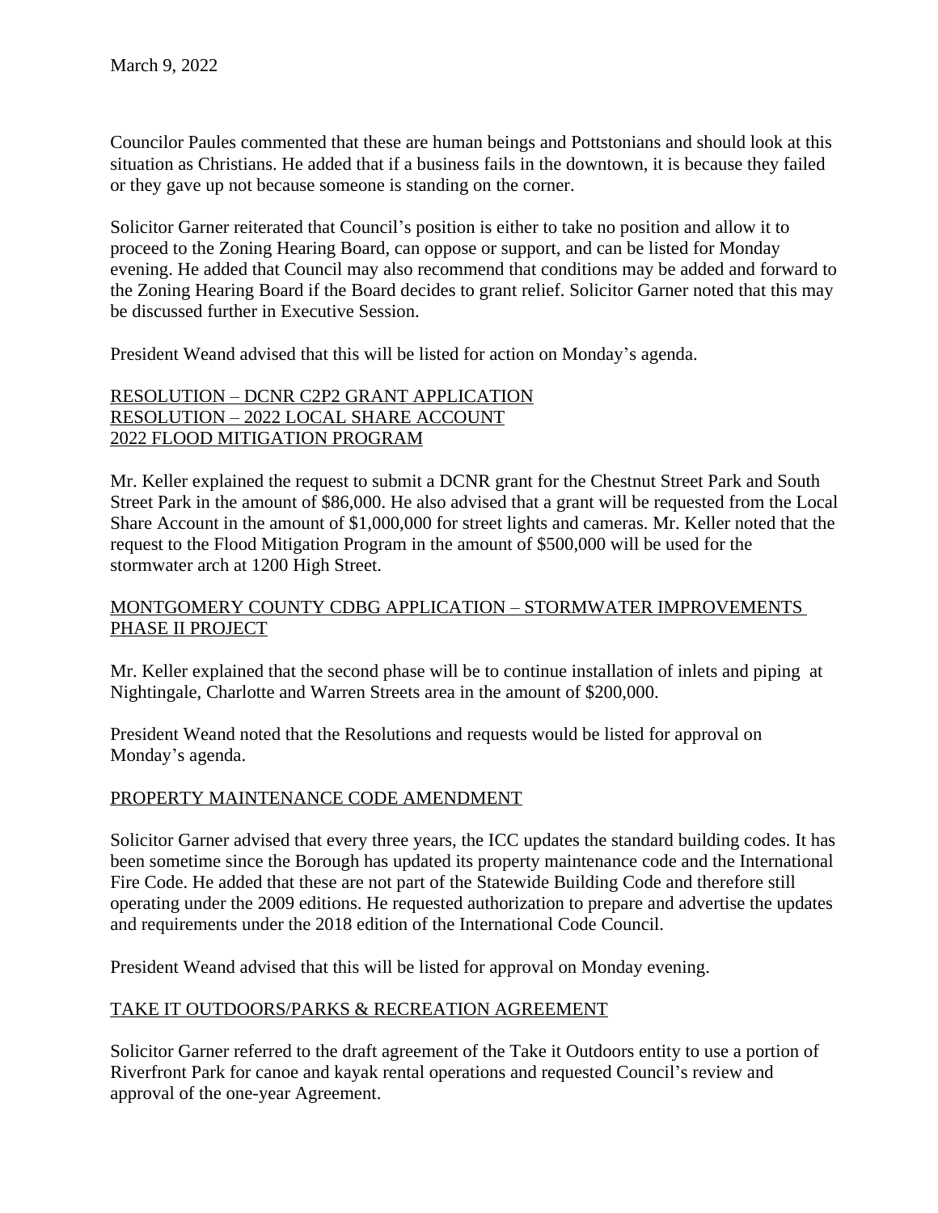Councilor Paules commented that these are human beings and Pottstonians and should look at this situation as Christians. He added that if a business fails in the downtown, it is because they failed or they gave up not because someone is standing on the corner.

Solicitor Garner reiterated that Council's position is either to take no position and allow it to proceed to the Zoning Hearing Board, can oppose or support, and can be listed for Monday evening. He added that Council may also recommend that conditions may be added and forward to the Zoning Hearing Board if the Board decides to grant relief. Solicitor Garner noted that this may be discussed further in Executive Session.

President Weand advised that this will be listed for action on Monday's agenda.

<u>RESOLUTION – DCNR C2P2 GRANT APPLICATION</u>
<u>RESOLUTION – 2022 LOCAL SHARE ACCOUNT</u>
<u>2022 FLOOD MITIGATION PROGRAM</u>

Mr. Keller explained the request to submit a DCNR grant for the Chestnut Street Park and South Street Park in the amount of $86,000. He also advised that a grant will be requested from the Local Share Account in the amount of $1,000,000 for street lights and cameras. Mr. Keller noted that the request to the Flood Mitigation Program in the amount of $500,000 will be used for the stormwater arch at 1200 High Street.

<u>MONTGOMERY COUNTY CDBG APPLICATION – STORMWATER IMPROVEMENTS PHASE II PROJECT</u>

Mr. Keller explained that the second phase will be to continue installation of inlets and piping at Nightingale, Charlotte and Warren Streets area in the amount of $200,000.

President Weand noted that the Resolutions and requests would be listed for approval on Monday's agenda.

<u>PROPERTY MAINTENANCE CODE AMENDMENT</u>

Solicitor Garner advised that every three years, the ICC updates the standard building codes. It has been sometime since the Borough has updated its property maintenance code and the International Fire Code. He added that these are not part of the Statewide Building Code and therefore still operating under the 2009 editions. He requested authorization to prepare and advertise the updates and requirements under the 2018 edition of the International Code Council.

President Weand advised that this will be listed for approval on Monday evening.

<u>TAKE IT OUTDOORS/PARKS & RECREATION AGREEMENT</u>

Solicitor Garner referred to the draft agreement of the Take it Outdoors entity to use a portion of Riverfront Park for canoe and kayak rental operations and requested Council's review and approval of the one-year Agreement.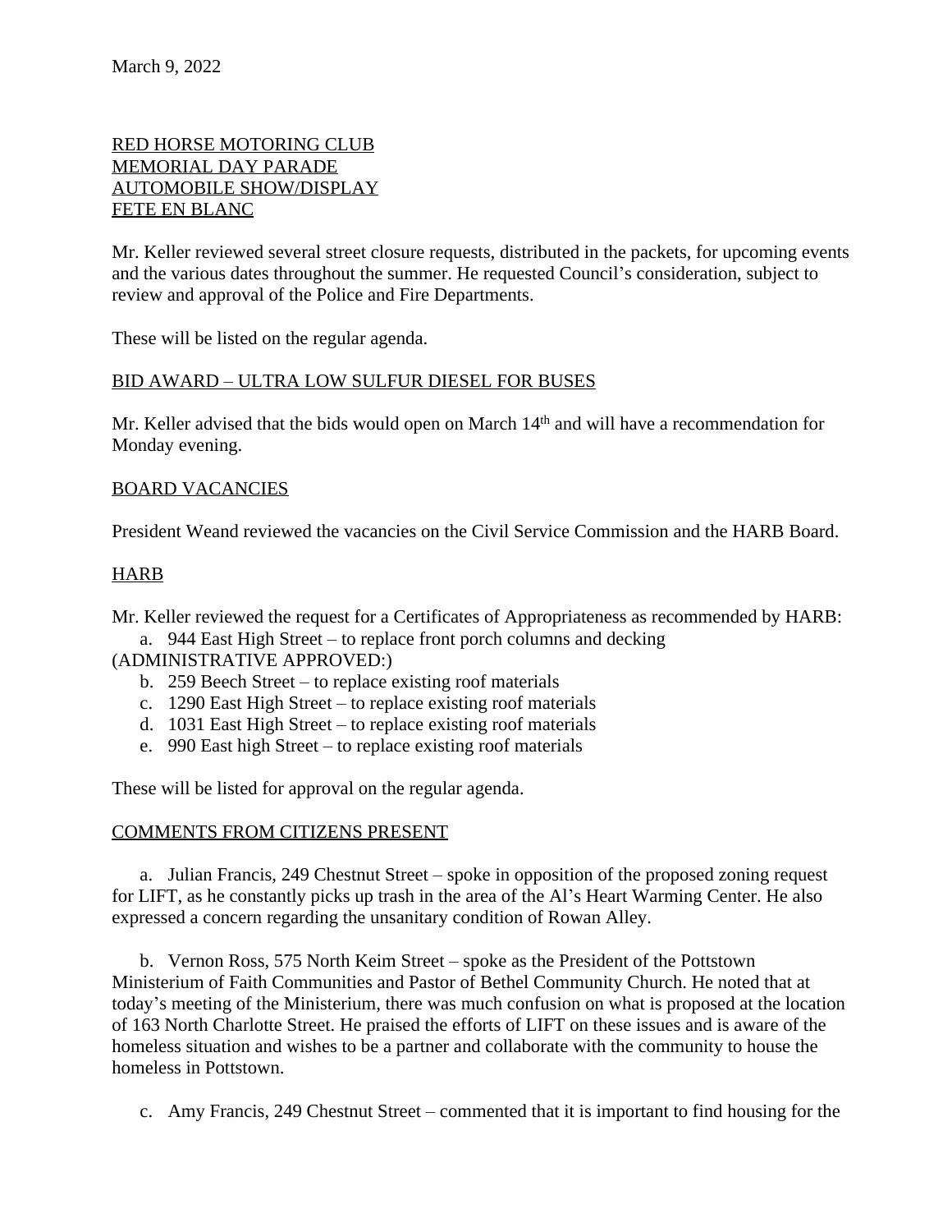March 9, 2022

RED HORSE MOTORING CLUB
MEMORIAL DAY PARADE
AUTOMOBILE SHOW/DISPLAY
FETE EN BLANC

Mr. Keller reviewed several street closure requests, distributed in the packets, for upcoming events and the various dates throughout the summer. He requested Council's consideration, subject to review and approval of the Police and Fire Departments.

These will be listed on the regular agenda.

BID AWARD – ULTRA LOW SULFUR DIESEL FOR BUSES

Mr. Keller advised that the bids would open on March 14th and will have a recommendation for Monday evening.

BOARD VACANCIES

President Weand reviewed the vacancies on the Civil Service Commission and the HARB Board.

HARB

Mr. Keller reviewed the request for a Certificates of Appropriateness as recommended by HARB:

a. 944 East High Street – to replace front porch columns and decking

(ADMINISTRATIVE APPROVED:)

b. 259 Beech Street – to replace existing roof materials
c. 1290 East High Street – to replace existing roof materials
d. 1031 East High Street – to replace existing roof materials
e. 990 East high Street – to replace existing roof materials

These will be listed for approval on the regular agenda.

COMMENTS FROM CITIZENS PRESENT

a. Julian Francis, 249 Chestnut Street – spoke in opposition of the proposed zoning request for LIFT, as he constantly picks up trash in the area of the Al's Heart Warming Center. He also expressed a concern regarding the unsanitary condition of Rowan Alley.

b. Vernon Ross, 575 North Keim Street – spoke as the President of the Pottstown Ministerium of Faith Communities and Pastor of Bethel Community Church. He noted that at today's meeting of the Ministerium, there was much confusion on what is proposed at the location of 163 North Charlotte Street. He praised the efforts of LIFT on these issues and is aware of the homeless situation and wishes to be a partner and collaborate with the community to house the homeless in Pottstown.

c. Amy Francis, 249 Chestnut Street – commented that it is important to find housing for the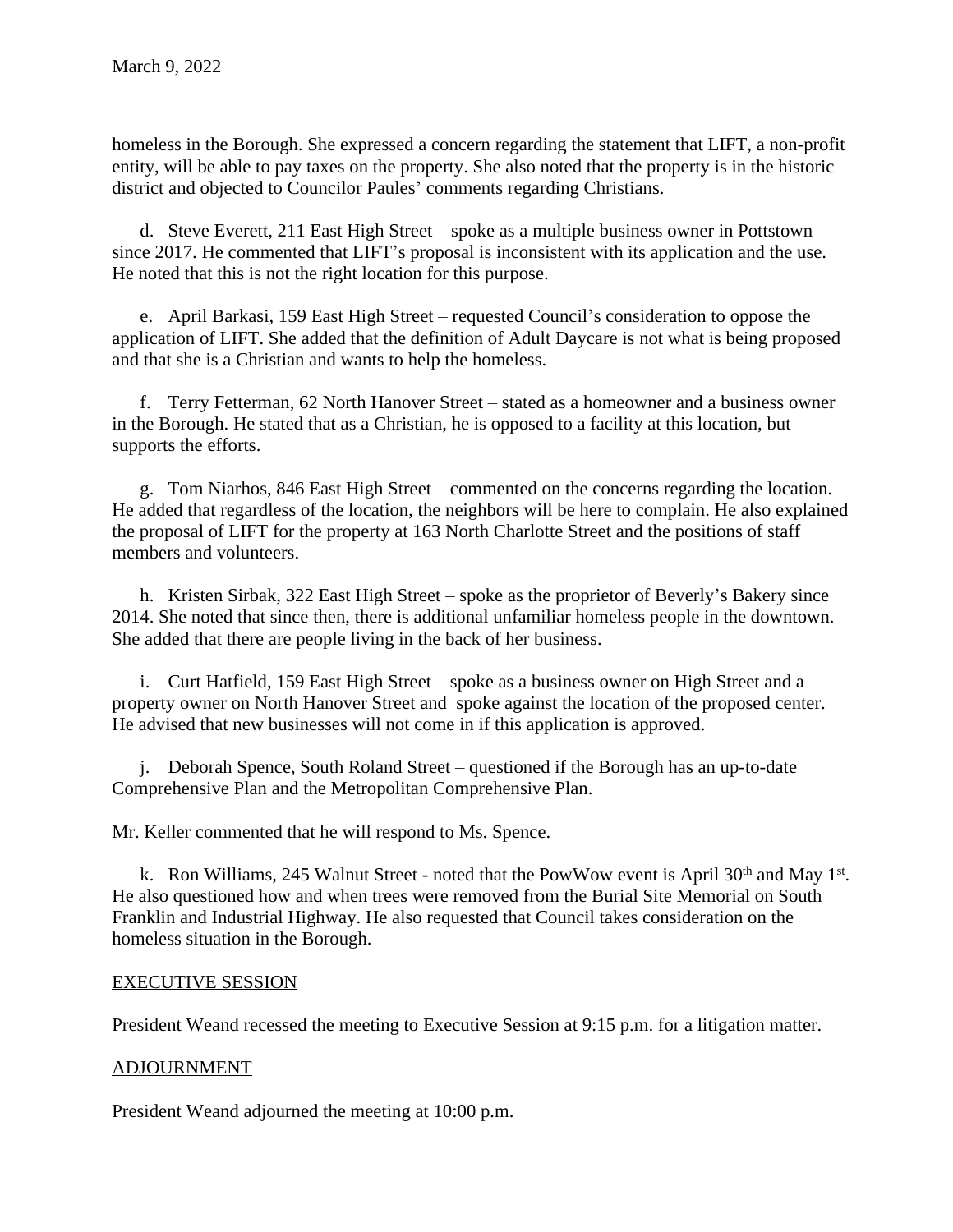homeless in the Borough. She expressed a concern regarding the statement that LIFT, a non-profit entity, will be able to pay taxes on the property. She also noted that the property is in the historic district and objected to Councilor Paules' comments regarding Christians.

d. Steve Everett, 211 East High Street – spoke as a multiple business owner in Pottstown since 2017. He commented that LIFT's proposal is inconsistent with its application and the use. He noted that this is not the right location for this purpose.

e. April Barkasi, 159 East High Street – requested Council's consideration to oppose the application of LIFT. She added that the definition of Adult Daycare is not what is being proposed and that she is a Christian and wants to help the homeless.

f. Terry Fetterman, 62 North Hanover Street – stated as a homeowner and a business owner in the Borough. He stated that as a Christian, he is opposed to a facility at this location, but supports the efforts.

g. Tom Niarhos, 846 East High Street – commented on the concerns regarding the location. He added that regardless of the location, the neighbors will be here to complain. He also explained the proposal of LIFT for the property at 163 North Charlotte Street and the positions of staff members and volunteers.

h. Kristen Sirbak, 322 East High Street – spoke as the proprietor of Beverly's Bakery since 2014. She noted that since then, there is additional unfamiliar homeless people in the downtown. She added that there are people living in the back of her business.

i. Curt Hatfield, 159 East High Street – spoke as a business owner on High Street and a property owner on North Hanover Street and spoke against the location of the proposed center. He advised that new businesses will not come in if this application is approved.

j. Deborah Spence, South Roland Street – questioned if the Borough has an up-to-date Comprehensive Plan and the Metropolitan Comprehensive Plan.

Mr. Keller commented that he will respond to Ms. Spence.

k. Ron Williams, 245 Walnut Street - noted that the PowWow event is April 30th and May 1st. He also questioned how and when trees were removed from the Burial Site Memorial on South Franklin and Industrial Highway. He also requested that Council takes consideration on the homeless situation in the Borough.

EXECUTIVE SESSION

President Weand recessed the meeting to Executive Session at 9:15 p.m. for a litigation matter.

ADJOURNMENT

President Weand adjourned the meeting at 10:00 p.m.